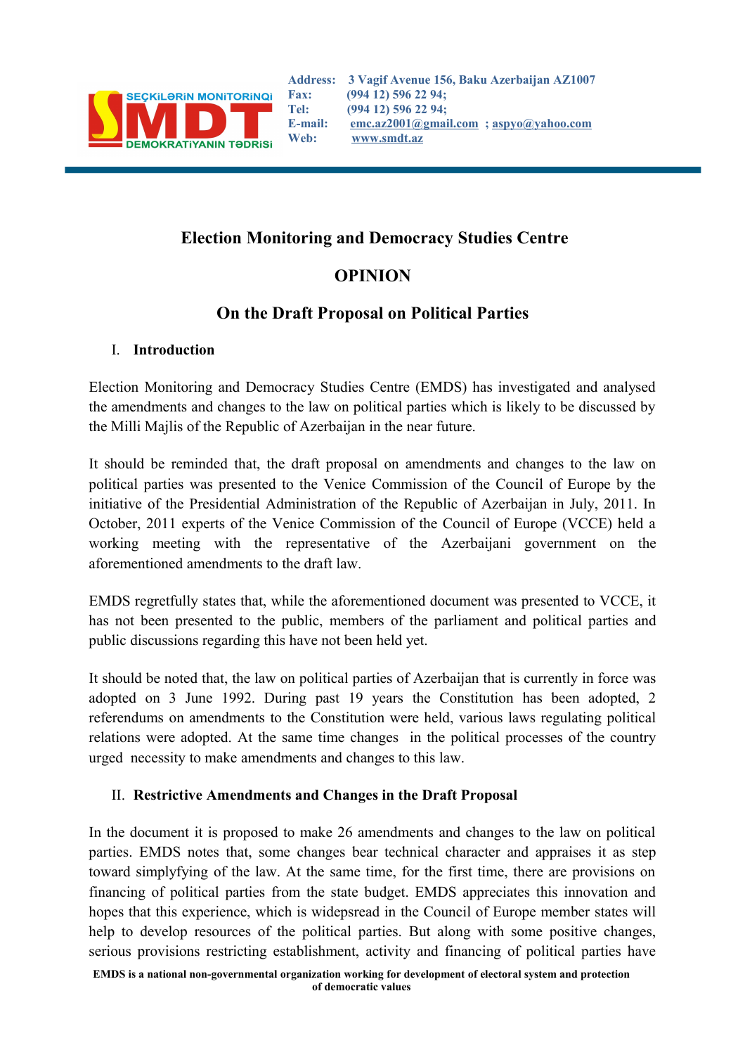SEÇKİLƏRİN MONİTORİNQİ SMDT DEMOKRATİYANIN TƏDRİSİ

Address: 3 Vagif Avenue 156, Baku Azerbaijan AZ1007
Fax: (994 12) 596 22 94;
Tel: (994 12) 596 22 94;
E-mail: emc.az2001@gmail.com ; aspyo@yahoo.com
Web: www.smdt.az

# Election Monitoring and Democracy Studies Centre

# OPINION

## On the Draft Proposal on Political Parties

### I. Introduction

Election Monitoring and Democracy Studies Centre (EMDS) has investigated and analysed the amendments and changes to the law on political parties which is likely to be discussed by the Milli Majlis of the Republic of Azerbaijan in the near future.

It should be reminded that, the draft proposal on amendments and changes to the law on political parties was presented to the Venice Commission of the Council of Europe by the initiative of the Presidential Administration of the Republic of Azerbaijan in July, 2011. In October, 2011 experts of the Venice Commission of the Council of Europe (VCCE) held a working meeting with the representative of the Azerbaijani government on the aforementioned amendments to the draft law.

EMDS regretfully states that, while the aforementioned document was presented to VCCE, it has not been presented to the public, members of the parliament and political parties and public discussions regarding this have not been held yet.

It should be noted that, the law on political parties of Azerbaijan that is currently in force was adopted on 3 June 1992. During past 19 years the Constitution has been adopted, 2 referendums on amendments to the Constitution were held, various laws regulating political relations were adopted. At the same time changes in the political processes of the country urged necessity to make amendments and changes to this law.

### II. Restrictive Amendments and Changes in the Draft Proposal

In the document it is proposed to make 26 amendments and changes to the law on political parties. EMDS notes that, some changes bear technical character and appraises it as step toward simplyfying of the law. At the same time, for the first time, there are provisions on financing of political parties from the state budget. EMDS appreciates this innovation and hopes that this experience, which is widespread in the Council of Europe member states will help to develop resources of the political parties. But along with some positive changes, serious provisions restricting establishment, activity and financing of political parties have

**EMDS is a national non-governmental organization working for development of electoral system and protection of democratic values**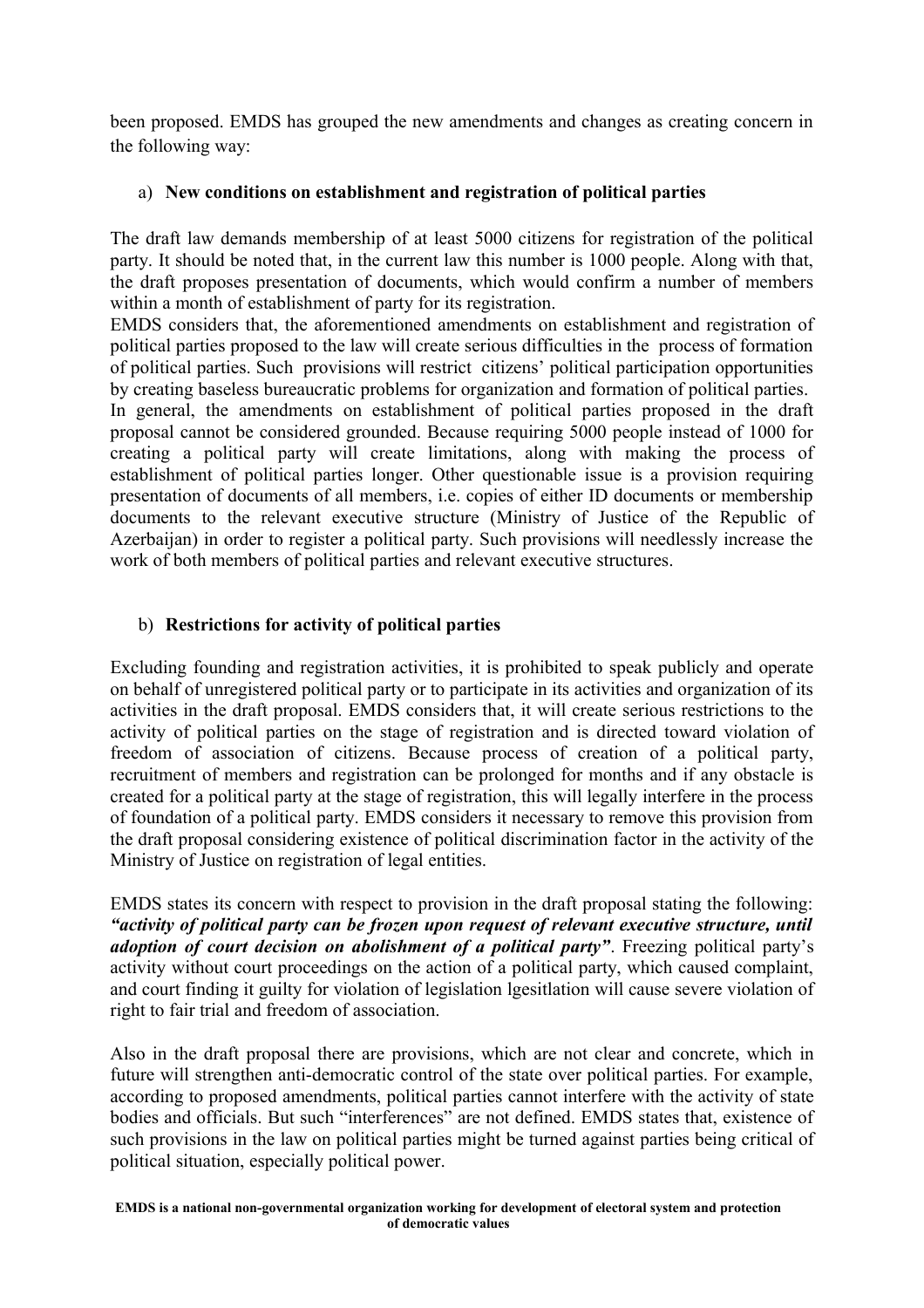been proposed. EMDS has grouped the new amendments and changes as creating concern in the following way:

a) **New conditions on establishment and registration of political parties**

The draft law demands membership of at least 5000 citizens for registration of the political party. It should be noted that, in the current law this number is 1000 people. Along with that, the draft proposes presentation of documents, which would confirm a number of members within a month of establishment of party for its registration.

EMDS considers that, the aforementioned amendments on establishment and registration of political parties proposed to the law will create serious difficulties in the process of formation of political parties. Such provisions will restrict citizens' political participation opportunities by creating baseless bureaucratic problems for organization and formation of political parties.

In general, the amendments on establishment of political parties proposed in the draft proposal cannot be considered grounded. Because requiring 5000 people instead of 1000 for creating a political party will create limitations, along with making the process of establishment of political parties longer. Other questionable issue is a provision requiring presentation of documents of all members, i.e. copies of either ID documents or membership documents to the relevant executive structure (Ministry of Justice of the Republic of Azerbaijan) in order to register a political party. Such provisions will needlessly increase the work of both members of political parties and relevant executive structures.

b) **Restrictions for activity of political parties**

Excluding founding and registration activities, it is prohibited to speak publicly and operate on behalf of unregistered political party or to participate in its activities and organization of its activities in the draft proposal. EMDS considers that, it will create serious restrictions to the activity of political parties on the stage of registration and is directed toward violation of freedom of association of citizens. Because process of creation of a political party, recruitment of members and registration can be prolonged for months and if any obstacle is created for a political party at the stage of registration, this will legally interfere in the process of foundation of a political party. EMDS considers it necessary to remove this provision from the draft proposal considering existence of political discrimination factor in the activity of the Ministry of Justice on registration of legal entities.

EMDS states its concern with respect to provision in the draft proposal stating the following: ***"activity of political party can be frozen upon request of relevant executive structure, until adoption of court decision on abolishment of a political party"***. Freezing political party's activity without court proceedings on the action of a political party, which caused complaint, and court finding it guilty for violation of legislation lgesitlation will cause severe violation of right to fair trial and freedom of association.

Also in the draft proposal there are provisions, which are not clear and concrete, which in future will strengthen anti-democratic control of the state over political parties. For example, according to proposed amendments, political parties cannot interfere with the activity of state bodies and officials. But such "interferences" are not defined. EMDS states that, existence of such provisions in the law on political parties might be turned against parties being critical of political situation, especially political power.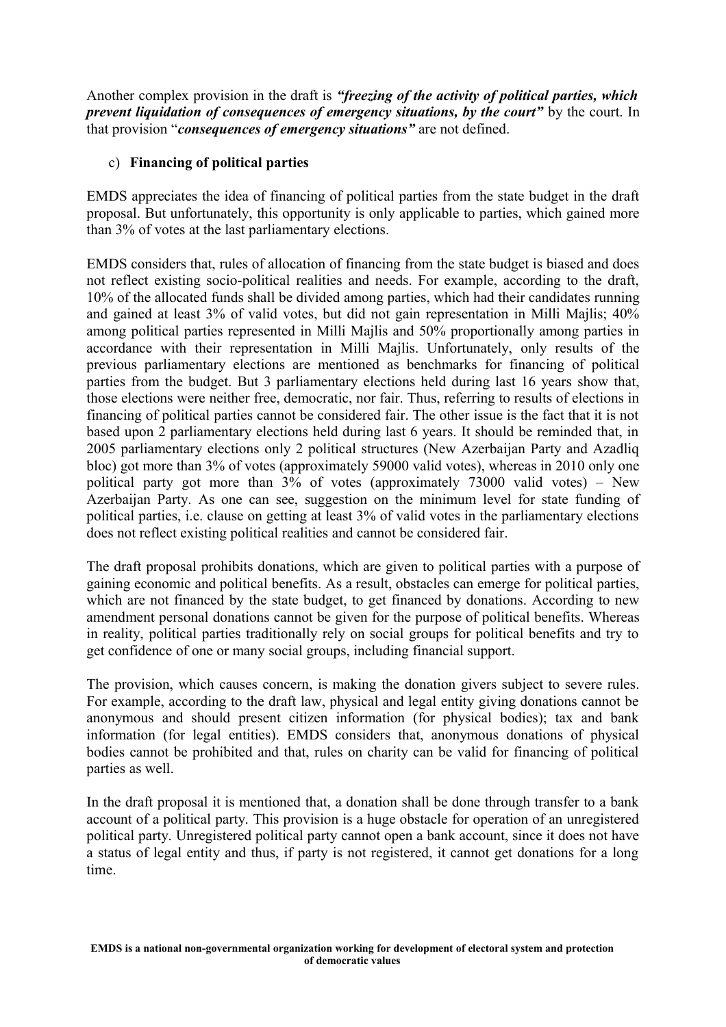Another complex provision in the draft is ***"freezing of the activity of political parties, which prevent liquidation of consequences of emergency situations, by the court"*** by the court. In that provision "***consequences of emergency situations"*** are not defined.

c) **Financing of political parties**

EMDS appreciates the idea of financing of political parties from the state budget in the draft proposal. But unfortunately, this opportunity is only applicable to parties, which gained more than 3% of votes at the last parliamentary elections.

EMDS considers that, rules of allocation of financing from the state budget is biased and does not reflect existing socio-political realities and needs. For example, according to the draft, 10% of the allocated funds shall be divided among parties, which had their candidates running and gained at least 3% of valid votes, but did not gain representation in Milli Majlis; 40% among political parties represented in Milli Majlis and 50% proportionally among parties in accordance with their representation in Milli Majlis. Unfortunately, only results of the previous parliamentary elections are mentioned as benchmarks for financing of political parties from the budget. But 3 parliamentary elections held during last 16 years show that, those elections were neither free, democratic, nor fair. Thus, referring to results of elections in financing of political parties cannot be considered fair. The other issue is the fact that it is not based upon 2 parliamentary elections held during last 6 years. It should be reminded that, in 2005 parliamentary elections only 2 political structures (New Azerbaijan Party and Azadliq bloc) got more than 3% of votes (approximately 59000 valid votes), whereas in 2010 only one political party got more than 3% of votes (approximately 73000 valid votes) – New Azerbaijan Party. As one can see, suggestion on the minimum level for state funding of political parties, i.e. clause on getting at least 3% of valid votes in the parliamentary elections does not reflect existing political realities and cannot be considered fair.

The draft proposal prohibits donations, which are given to political parties with a purpose of gaining economic and political benefits. As a result, obstacles can emerge for political parties, which are not financed by the state budget, to get financed by donations. According to new amendment personal donations cannot be given for the purpose of political benefits. Whereas in reality, political parties traditionally rely on social groups for political benefits and try to get confidence of one or many social groups, including financial support.

The provision, which causes concern, is making the donation givers subject to severe rules. For example, according to the draft law, physical and legal entity giving donations cannot be anonymous and should present citizen information (for physical bodies); tax and bank information (for legal entities). EMDS considers that, anonymous donations of physical bodies cannot be prohibited and that, rules on charity can be valid for financing of political parties as well.

In the draft proposal it is mentioned that, a donation shall be done through transfer to a bank account of a political party. This provision is a huge obstacle for operation of an unregistered political party. Unregistered political party cannot open a bank account, since it does not have a status of legal entity and thus, if party is not registered, it cannot get donations for a long time.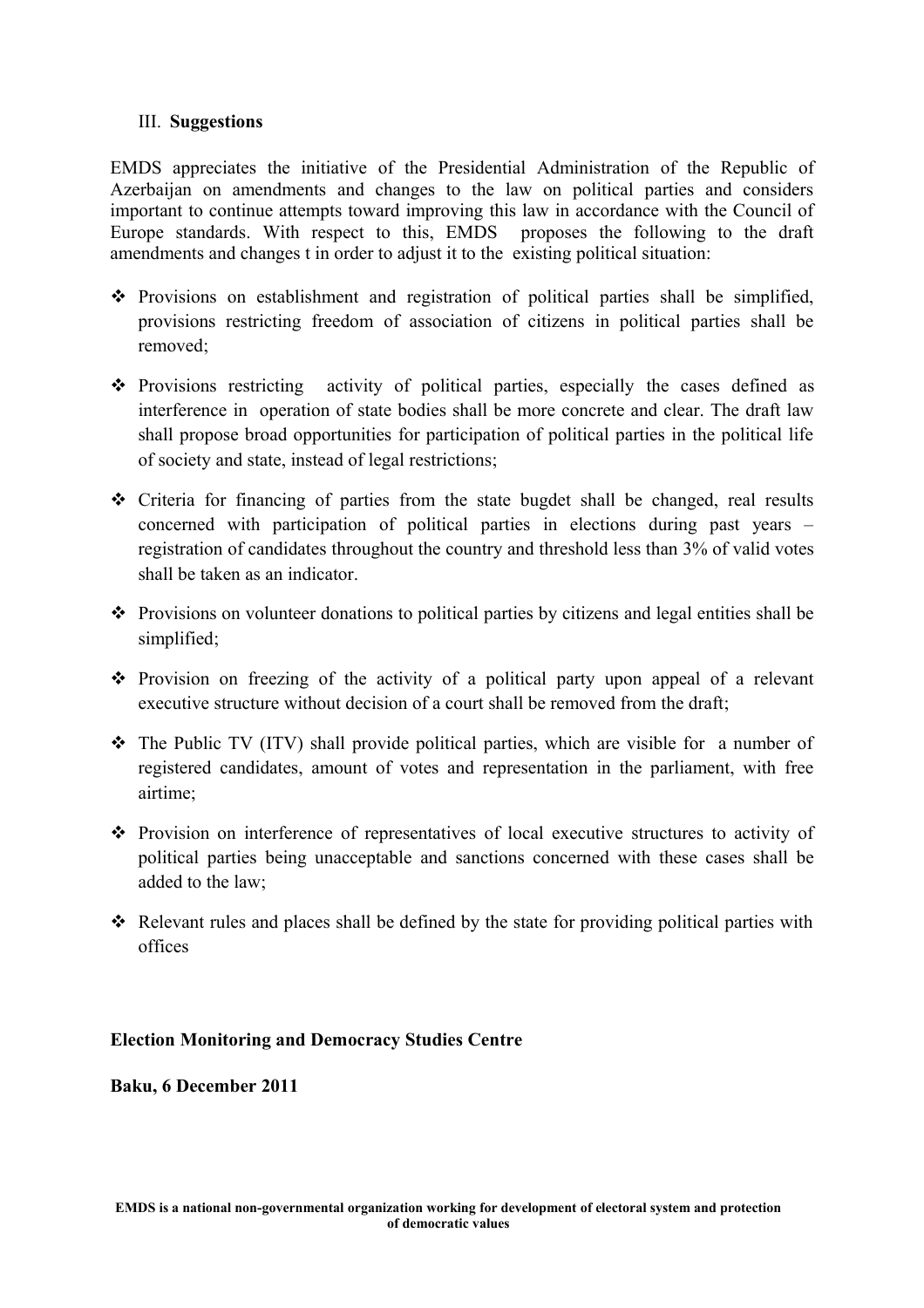## III. **Suggestions**

EMDS appreciates the initiative of the Presidential Administration of the Republic of Azerbaijan on amendments and changes to the law on political parties and considers important to continue attempts toward improving this law in accordance with the Council of Europe standards. With respect to this, EMDS proposes the following to the draft amendments and changes t in order to adjust it to the existing political situation:

- Provisions on establishment and registration of political parties shall be simplified, provisions restricting freedom of association of citizens in political parties shall be removed;
- Provisions restricting activity of political parties, especially the cases defined as interference in operation of state bodies shall be more concrete and clear. The draft law shall propose broad opportunities for participation of political parties in the political life of society and state, instead of legal restrictions;
- Criteria for financing of parties from the state bugdet shall be changed, real results concerned with participation of political parties in elections during past years – registration of candidates throughout the country and threshold less than 3% of valid votes shall be taken as an indicator.
- Provisions on volunteer donations to political parties by citizens and legal entities shall be simplified;
- Provision on freezing of the activity of a political party upon appeal of a relevant executive structure without decision of a court shall be removed from the draft;
- The Public TV (ITV) shall provide political parties, which are visible for a number of registered candidates, amount of votes and representation in the parliament, with free airtime;
- Provision on interference of representatives of local executive structures to activity of political parties being unacceptable and sanctions concerned with these cases shall be added to the law;
- Relevant rules and places shall be defined by the state for providing political parties with offices

**Election Monitoring and Democracy Studies Centre**

**Baku, 6 December 2011**

**EMDS is a national non-governmental organization working for development of electoral system and protection of democratic values**